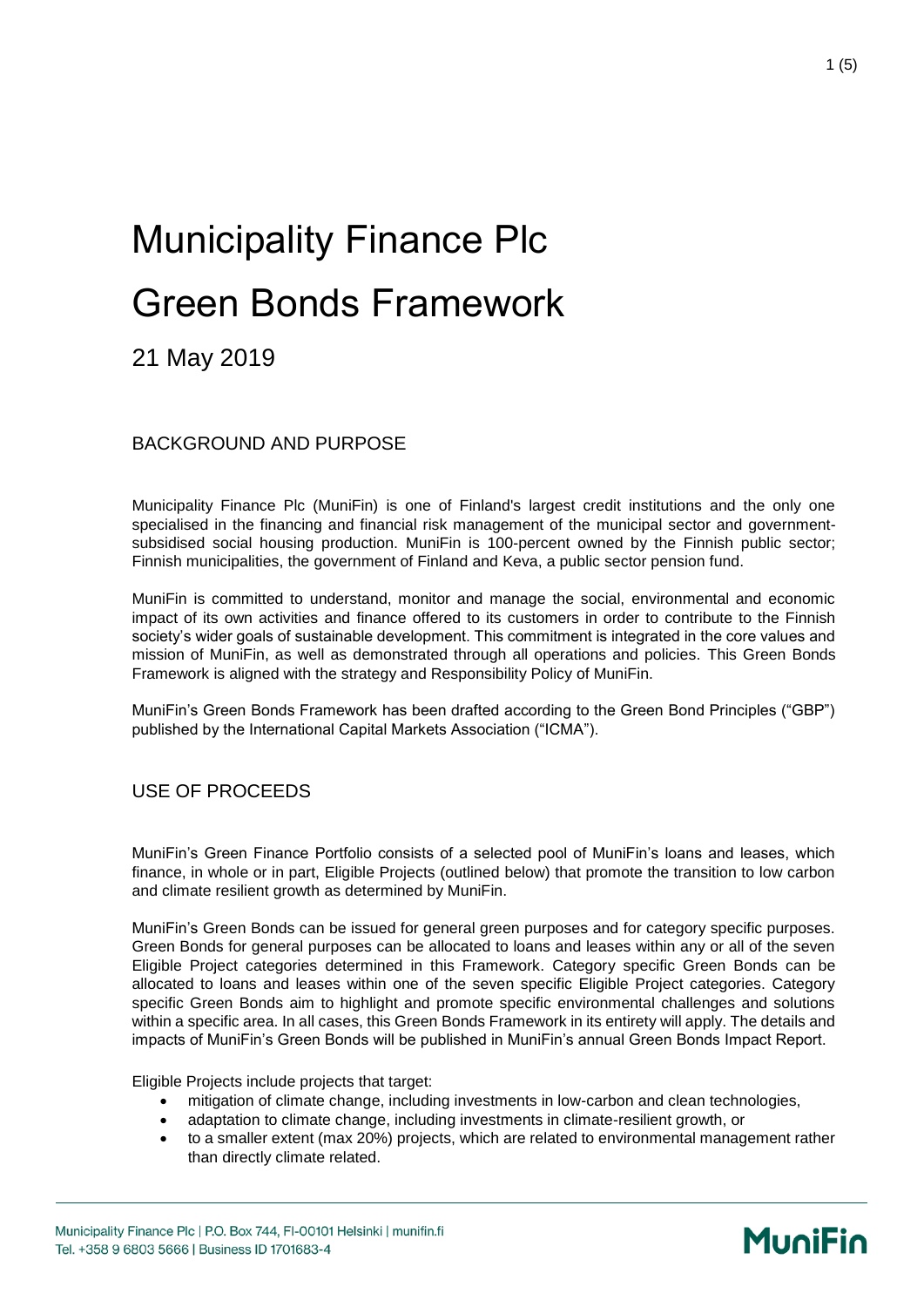# Municipality Finance Plc

# Green Bonds Framework

21 May 2019

## BACKGROUND AND PURPOSE

Municipality Finance Plc (MuniFin) is one of Finland's largest credit institutions and the only one specialised in the financing and financial risk management of the municipal sector and government-subsidised social housing production. MuniFin is 100-percent owned by the Finnish public sector; Finnish municipalities, the government of Finland and Keva, a public sector pension fund.

MuniFin is committed to understand, monitor and manage the social, environmental and economic impact of its own activities and finance offered to its customers in order to contribute to the Finnish society's wider goals of sustainable development. This commitment is integrated in the core values and mission of MuniFin, as well as demonstrated through all operations and policies. This Green Bonds Framework is aligned with the strategy and Responsibility Policy of MuniFin.

MuniFin's Green Bonds Framework has been drafted according to the Green Bond Principles ("GBP") published by the International Capital Markets Association ("ICMA").

## USE OF PROCEEDS

MuniFin's Green Finance Portfolio consists of a selected pool of MuniFin's loans and leases, which finance, in whole or in part, Eligible Projects (outlined below) that promote the transition to low carbon and climate resilient growth as determined by MuniFin.

MuniFin's Green Bonds can be issued for general green purposes and for category specific purposes. Green Bonds for general purposes can be allocated to loans and leases within any or all of the seven Eligible Project categories determined in this Framework. Category specific Green Bonds can be allocated to loans and leases within one of the seven specific Eligible Project categories. Category specific Green Bonds aim to highlight and promote specific environmental challenges and solutions within a specific area. In all cases, this Green Bonds Framework in its entirety will apply. The details and impacts of MuniFin's Green Bonds will be published in MuniFin's annual Green Bonds Impact Report.

Eligible Projects include projects that target:

- mitigation of climate change, including investments in low-carbon and clean technologies,
- adaptation to climate change, including investments in climate-resilient growth, or
- to a smaller extent (max 20%) projects, which are related to environmental management rather than directly climate related.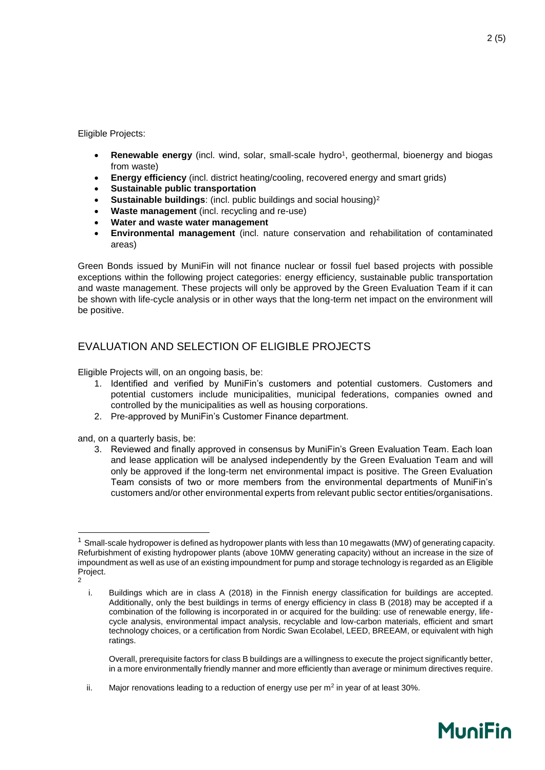Eligible Projects:

- **Renewable energy** (incl. wind, solar, small-scale hydro[1], geothermal, bioenergy and biogas from waste)
- **Energy efficiency** (incl. district heating/cooling, recovered energy and smart grids)
- **Sustainable public transportation**
- **Sustainable buildings**: (incl. public buildings and social housing)[2]
- **Waste management** (incl. recycling and re-use)
- **Water and waste water management**
- **Environmental management** (incl. nature conservation and rehabilitation of contaminated areas)

Green Bonds issued by MuniFin will not finance nuclear or fossil fuel based projects with possible exceptions within the following project categories: energy efficiency, sustainable public transportation and waste management. These projects will only be approved by the Green Evaluation Team if it can be shown with life-cycle analysis or in other ways that the long-term net impact on the environment will be positive.

## EVALUATION AND SELECTION OF ELIGIBLE PROJECTS

Eligible Projects will, on an ongoing basis, be:

1. Identified and verified by MuniFin's customers and potential customers. Customers and potential customers include municipalities, municipal federations, companies owned and controlled by the municipalities as well as housing corporations.
2. Pre-approved by MuniFin's Customer Finance department.

and, on a quarterly basis, be:

3. Reviewed and finally approved in consensus by MuniFin's Green Evaluation Team. Each loan and lease application will be analysed independently by the Green Evaluation Team and will only be approved if the long-term net environmental impact is positive. The Green Evaluation Team consists of two or more members from the environmental departments of MuniFin's customers and/or other environmental experts from relevant public sector entities/organisations.

---

[1] Small-scale hydropower is defined as hydropower plants with less than 10 megawatts (MW) of generating capacity. Refurbishment of existing hydropower plants (above 10MW generating capacity) without an increase in the size of impoundment as well as use of an existing impoundment for pump and storage technology is regarded as an Eligible Project.

[2]

i. Buildings which are in class A (2018) in the Finnish energy classification for buildings are accepted. Additionally, only the best buildings in terms of energy efficiency in class B (2018) may be accepted if a combination of the following is incorporated in or acquired for the building: use of renewable energy, life-cycle analysis, environmental impact analysis, recyclable and low-carbon materials, efficient and smart technology choices, or a certification from Nordic Swan Ecolabel, LEED, BREEAM, or equivalent with high ratings.

   Overall, prerequisite factors for class B buildings are a willingness to execute the project significantly better, in a more environmentally friendly manner and more efficiently than average or minimum directives require.

ii. Major renovations leading to a reduction of energy use per $m^2$ in year of at least 30%.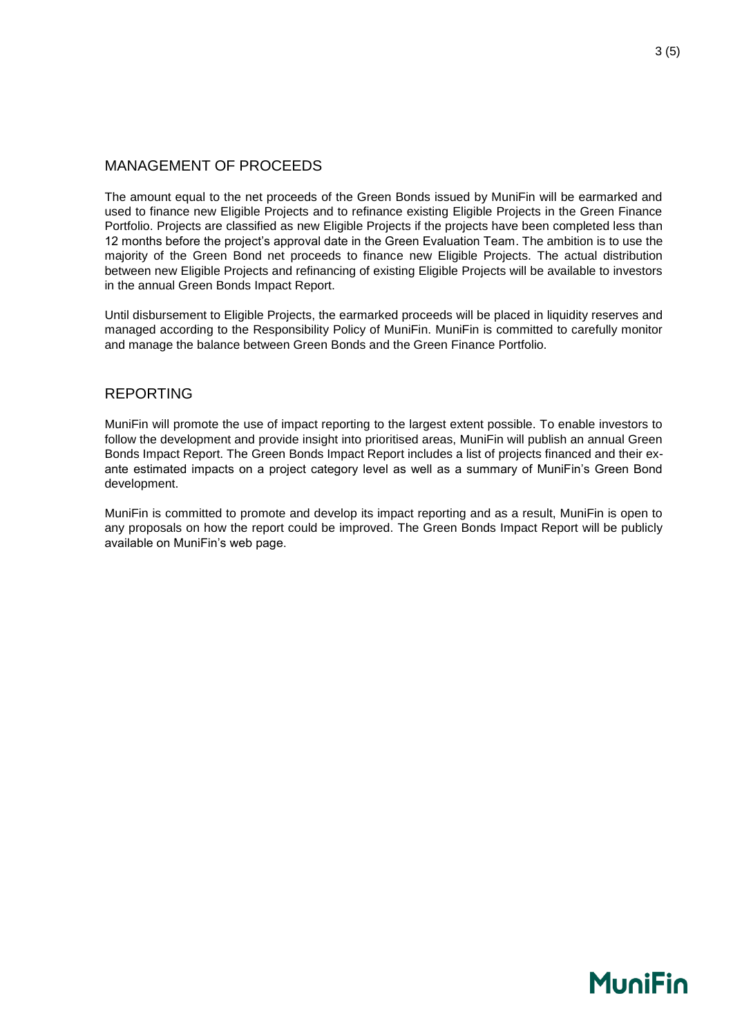## MANAGEMENT OF PROCEEDS

The amount equal to the net proceeds of the Green Bonds issued by MuniFin will be earmarked and used to finance new Eligible Projects and to refinance existing Eligible Projects in the Green Finance Portfolio. Projects are classified as new Eligible Projects if the projects have been completed less than 12 months before the project's approval date in the Green Evaluation Team. The ambition is to use the majority of the Green Bond net proceeds to finance new Eligible Projects. The actual distribution between new Eligible Projects and refinancing of existing Eligible Projects will be available to investors in the annual Green Bonds Impact Report.

Until disbursement to Eligible Projects, the earmarked proceeds will be placed in liquidity reserves and managed according to the Responsibility Policy of MuniFin. MuniFin is committed to carefully monitor and manage the balance between Green Bonds and the Green Finance Portfolio.

## REPORTING

MuniFin will promote the use of impact reporting to the largest extent possible. To enable investors to follow the development and provide insight into prioritised areas, MuniFin will publish an annual Green Bonds Impact Report. The Green Bonds Impact Report includes a list of projects financed and their ex-ante estimated impacts on a project category level as well as a summary of MuniFin's Green Bond development.

MuniFin is committed to promote and develop its impact reporting and as a result, MuniFin is open to any proposals on how the report could be improved. The Green Bonds Impact Report will be publicly available on MuniFin's web page.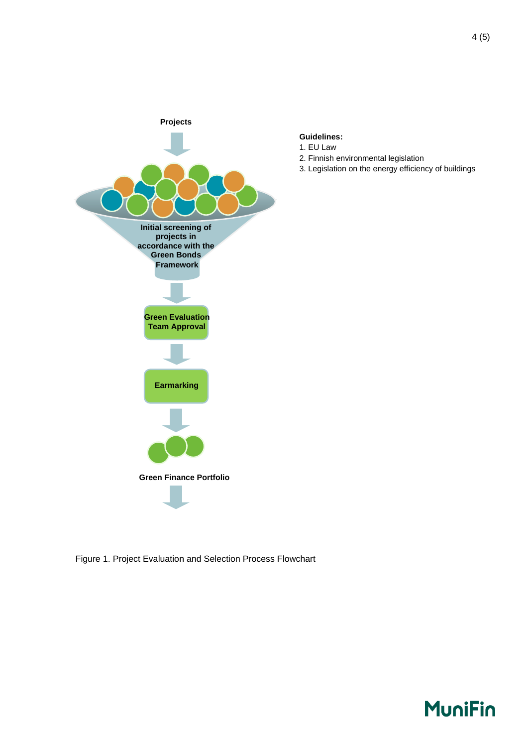Projects

Initial screening of projects in accordance with the Green Bonds Framework

Green Evaluation Team Approval

Earmarking

Green Finance Portfolio

**Guidelines:**

1. EU Law
2. Finnish environmental legislation
3. Legislation on the energy efficiency of buildings

Figure 1. Project Evaluation and Selection Process Flowchart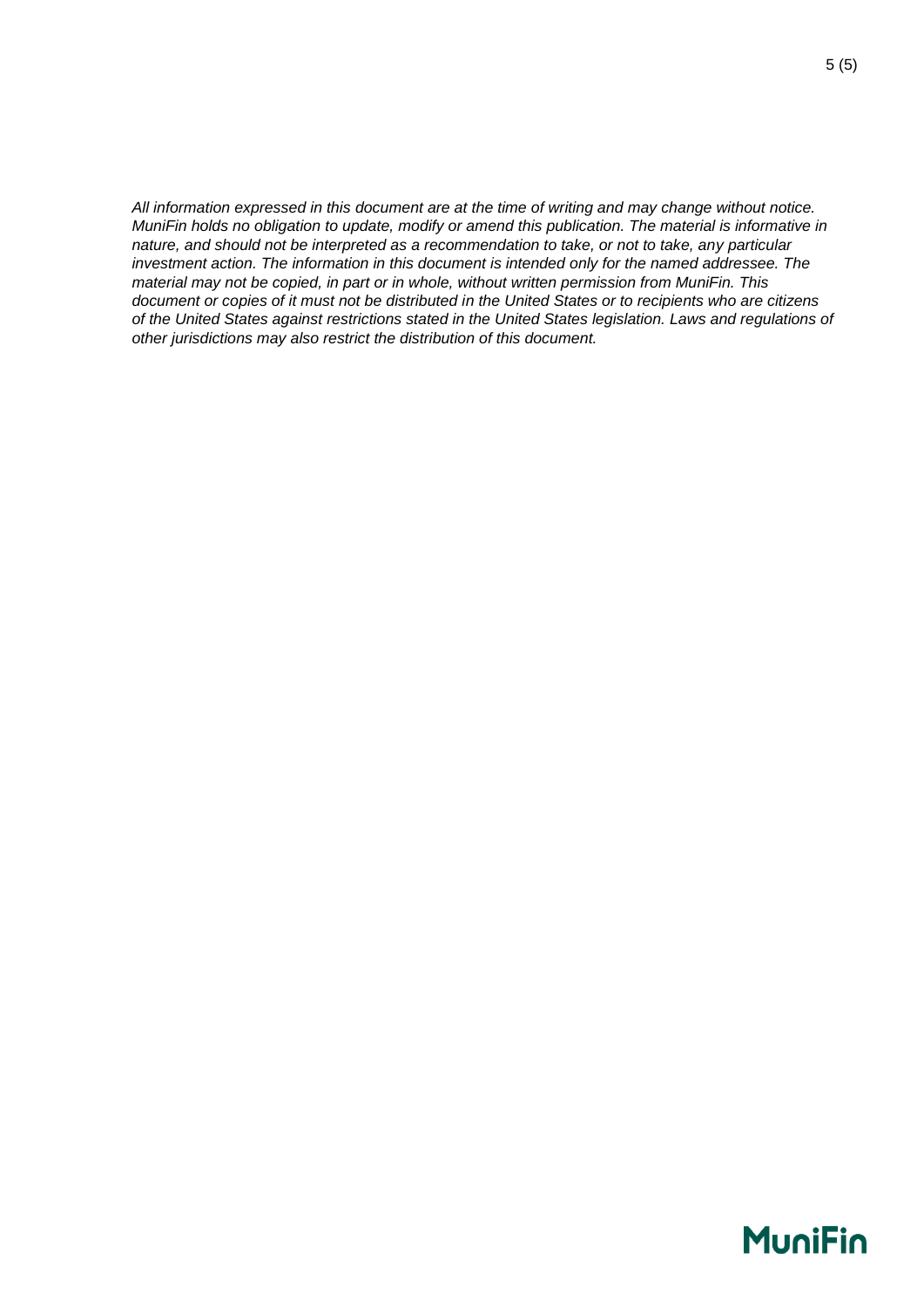*All information expressed in this document are at the time of writing and may change without notice. MuniFin holds no obligation to update, modify or amend this publication. The material is informative in nature, and should not be interpreted as a recommendation to take, or not to take, any particular investment action. The information in this document is intended only for the named addressee. The material may not be copied, in part or in whole, without written permission from MuniFin. This document or copies of it must not be distributed in the United States or to recipients who are citizens of the United States against restrictions stated in the United States legislation. Laws and regulations of other jurisdictions may also restrict the distribution of this document.*

MuniFin